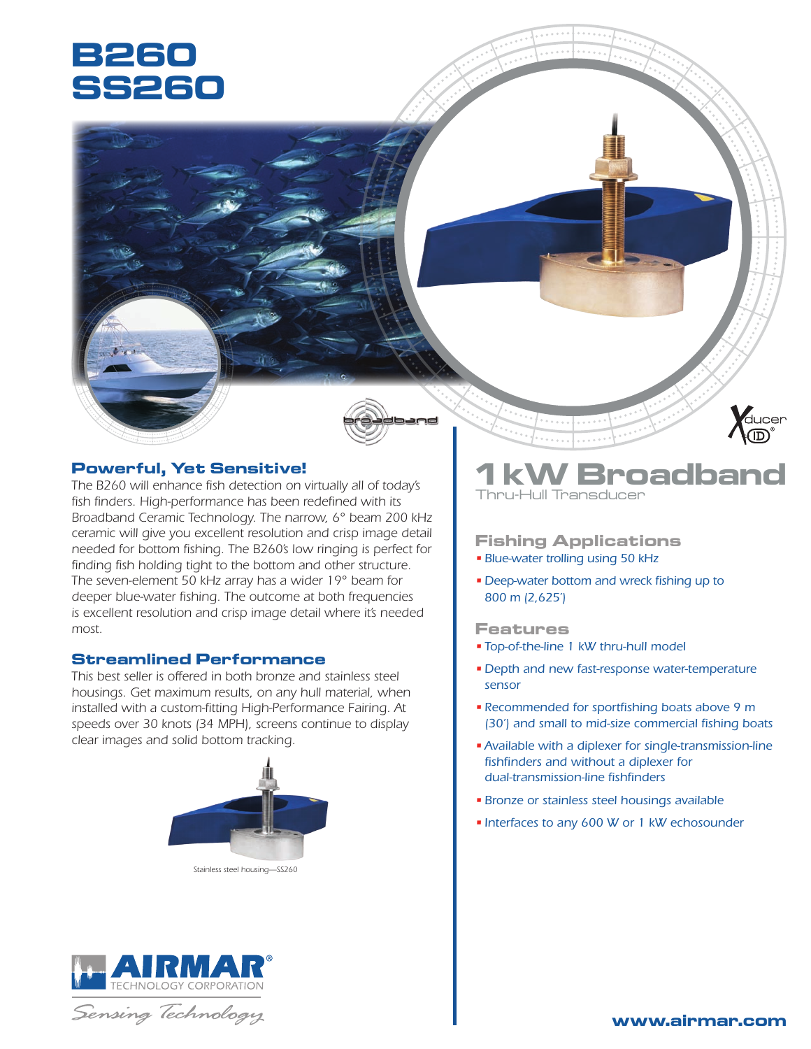# B260
# SS260

## 1 kW Broadband

Thru-Hull Transducer

### Powerful, Yet Sensitive!

The B260 will enhance fish detection on virtually all of today's fish finders. High-performance has been redefined with its Broadband Ceramic Technology. The narrow, 6° beam 200 kHz ceramic will give you excellent resolution and crisp image detail needed for bottom fishing. The B260's low ringing is perfect for finding fish holding tight to the bottom and other structure. The seven-element 50 kHz array has a wider 19° beam for deeper blue-water fishing. The outcome at both frequencies is excellent resolution and crisp image detail where it's needed most.

### Streamlined Performance

This best seller is offered in both bronze and stainless steel housings. Get maximum results, on any hull material, when installed with a custom-fitting High-Performance Fairing. At speeds over 30 knots (34 MPH), screens continue to display clear images and solid bottom tracking.

Stainless steel housing—SS260

### Fishing Applications

- Blue-water trolling using 50 kHz
- Deep-water bottom and wreck fishing up to 800 m (2,625')

### Features

- Top-of-the-line 1 kW thru-hull model
- Depth and new fast-response water-temperature sensor
- Recommended for sportfishing boats above 9 m (30') and small to mid-size commercial fishing boats
- Available with a diplexer for single-transmission-line fishfinders and without a diplexer for dual-transmission-line fishfinders
- Bronze or stainless steel housings available
- Interfaces to any 600 W or 1 kW echosounder

AIRMAR TECHNOLOGY CORPORATION

Sensing Technology

www.airmar.com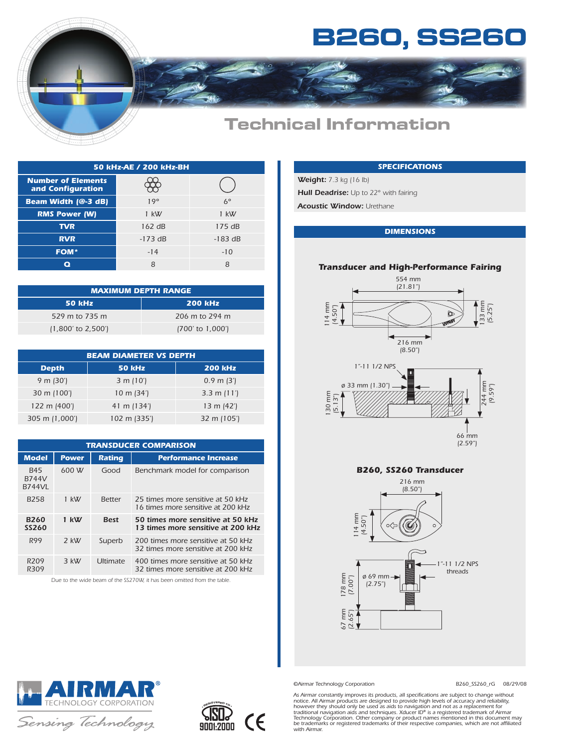# B260, SS260

## Technical Information

| 50 kHz-AE / 200 kHz-BH | | |
|---|---|---|
| **Number of Elements and Configuration** | | |
| **Beam Width (@-3 dB)** | 19° | 6° |
| **RMS Power (W)** | 1 kW | 1 kW |
| **TVR** | 162 dB | 175 dB |
| **RVR** | -173 dB | -183 dB |
| **FOM*** | -14 | -10 |
| **Q** | 8 | 8 |

| MAXIMUM DEPTH RANGE | |
|---|---|
| **50 kHz** | **200 kHz** |
| 529 m to 735 m | 206 m to 294 m |
| (1,800' to 2,500') | (700' to 1,000') |

| BEAM DIAMETER VS DEPTH | | |
|---|---|---|
| **Depth** | **50 kHz** | **200 kHz** |
| 9 m (30') | 3 m (10') | 0.9 m (3') |
| 30 m (100') | 10 m (34') | 3.3 m (11') |
| 122 m (400') | 41 m (134') | 13 m (42') |
| 305 m (1,000') | 102 m (335') | 32 m (105') |

| TRANSDUCER COMPARISON | | | |
|---|---|---|---|
| **Model** | **Power** | **Rating** | **Performance Increase** |
| B45 B744V B744VL | 600 W | Good | Benchmark model for comparison |
| B258 | 1 kW | Better | 25 times more sensitive at 50 kHz 16 times more sensitive at 200 kHz |
| **B260 SS260** | **1 kW** | **Best** | **50 times more sensitive at 50 kHz 13 times more sensitive at 200 kHz** |
| R99 | 2 kW | Superb | 200 times more sensitive at 50 kHz 32 times more sensitive at 200 kHz |
| R209 R309 | 3 kW | Ultimate | 400 times more sensitive at 50 kHz 32 times more sensitive at 200 kHz |

Due to the wide beam of the SS270W, it has been omitted from the table.

### SPECIFICATIONS

**Weight:** 7.3 kg (16 lb)

**Hull Deadrise:** Up to 22° with fairing

**Acoustic Window:** Urethane

### DIMENSIONS

**Transducer and High-Performance Fairing**

554 mm (21.81")
114 mm (4.50")
133 mm (5.25")
216 mm (8.50")
1"-11 1/2 NPS
ø 33 mm (1.30")
130 mm (5.13")
244 mm (9.59")
66 mm (2.59")

**B260, SS260 Transducer**

216 mm (8.50")
114 mm (4.50")
1"-11 1/2 NPS threads
ø 69 mm (2.75")
178 mm (7.00")
67 mm (2.65")

AIRMAR® TECHNOLOGY CORPORATION

Sensing Technology

©Airmar Technology Corporation B260_SS260_rG 08/29/08

As Airmar constantly improves its products, all specifications are subject to change without notice. All Airmar products are designed to provide high levels of accuracy and reliability, however they should only be used as aids to navigation and not as a replacement for traditional navigation aids and techniques. Xducer ID® is a registered trademark of Airmar Technology Corporation. Other company or product names mentioned in this document may be trademarks or registered trademarks of their respective companies, which are not affiliated with Airmar.